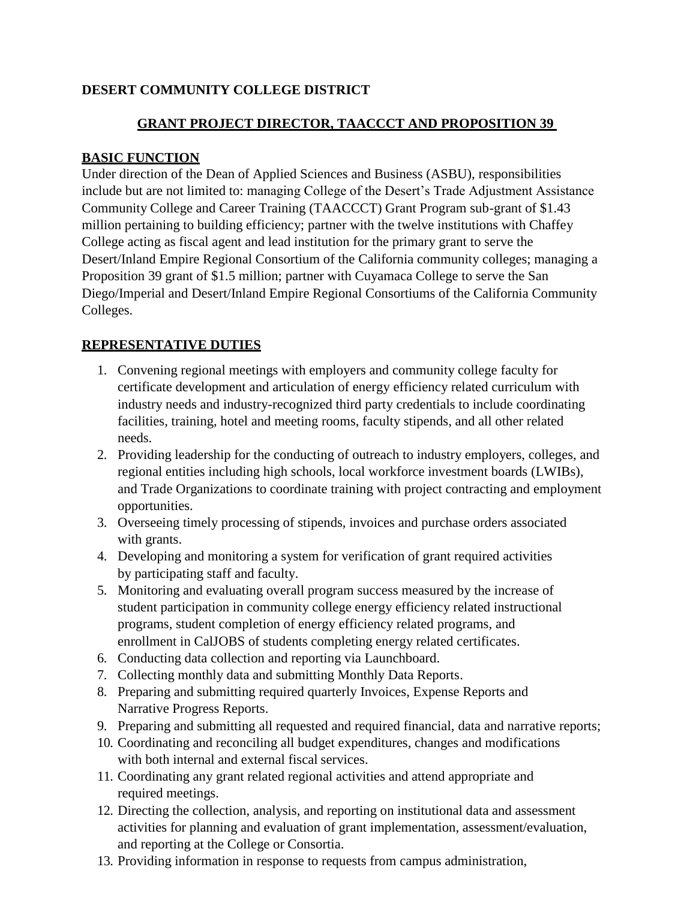**DESERT COMMUNITY COLLEGE DISTRICT**

## GRANT PROJECT DIRECTOR, TAACCCT AND PROPOSITION 39

## BASIC FUNCTION

Under direction of the Dean of Applied Sciences and Business (ASBU), responsibilities include but are not limited to: managing College of the Desert's Trade Adjustment Assistance Community College and Career Training (TAACCCT) Grant Program sub-grant of $1.43 million pertaining to building efficiency; partner with the twelve institutions with Chaffey College acting as fiscal agent and lead institution for the primary grant to serve the Desert/Inland Empire Regional Consortium of the California community colleges; managing a Proposition 39 grant of $1.5 million; partner with Cuyamaca College to serve the San Diego/Imperial and Desert/Inland Empire Regional Consortiums of the California Community Colleges.

## REPRESENTATIVE DUTIES

1. Convening regional meetings with employers and community college faculty for certificate development and articulation of energy efficiency related curriculum with industry needs and industry-recognized third party credentials to include coordinating facilities, training, hotel and meeting rooms, faculty stipends, and all other related needs.
2. Providing leadership for the conducting of outreach to industry employers, colleges, and regional entities including high schools, local workforce investment boards (LWIBs), and Trade Organizations to coordinate training with project contracting and employment opportunities.
3. Overseeing timely processing of stipends, invoices and purchase orders associated with grants.
4. Developing and monitoring a system for verification of grant required activities by participating staff and faculty.
5. Monitoring and evaluating overall program success measured by the increase of student participation in community college energy efficiency related instructional programs, student completion of energy efficiency related programs, and enrollment in CalJOBS of students completing energy related certificates.
6. Conducting data collection and reporting via Launchboard.
7. Collecting monthly data and submitting Monthly Data Reports.
8. Preparing and submitting required quarterly Invoices, Expense Reports and Narrative Progress Reports.
9. Preparing and submitting all requested and required financial, data and narrative reports;
10. Coordinating and reconciling all budget expenditures, changes and modifications with both internal and external fiscal services.
11. Coordinating any grant related regional activities and attend appropriate and required meetings.
12. Directing the collection, analysis, and reporting on institutional data and assessment activities for planning and evaluation of grant implementation, assessment/evaluation, and reporting at the College or Consortia.
13. Providing information in response to requests from campus administration,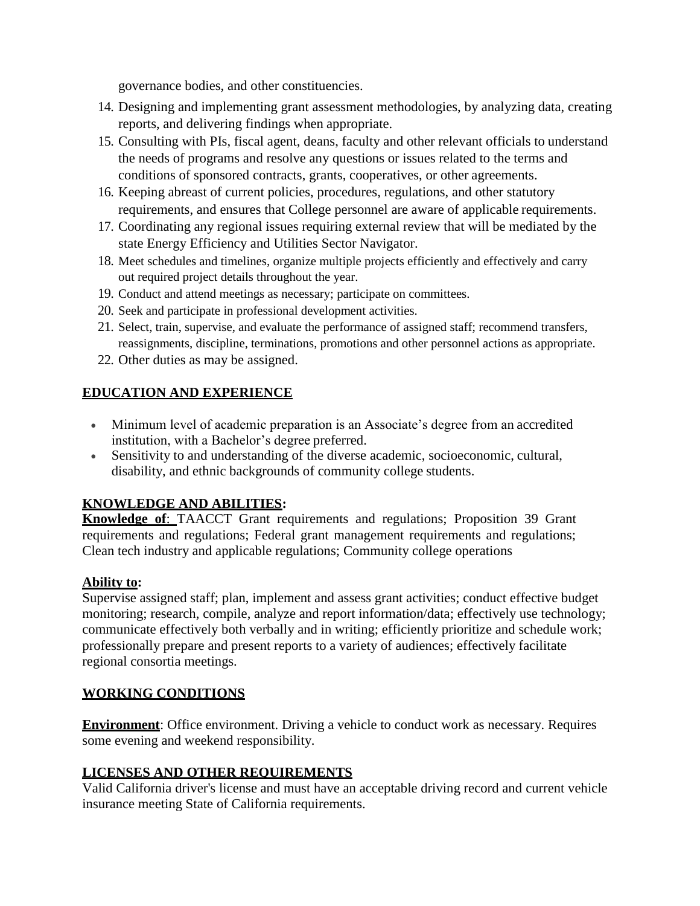governance bodies, and other constituencies.

14. Designing and implementing grant assessment methodologies, by analyzing data, creating reports, and delivering findings when appropriate.
15. Consulting with PIs, fiscal agent, deans, faculty and other relevant officials to understand the needs of programs and resolve any questions or issues related to the terms and conditions of sponsored contracts, grants, cooperatives, or other agreements.
16. Keeping abreast of current policies, procedures, regulations, and other statutory requirements, and ensures that College personnel are aware of applicable requirements.
17. Coordinating any regional issues requiring external review that will be mediated by the state Energy Efficiency and Utilities Sector Navigator.
18. Meet schedules and timelines, organize multiple projects efficiently and effectively and carry out required project details throughout the year.
19. Conduct and attend meetings as necessary; participate on committees.
20. Seek and participate in professional development activities.
21. Select, train, supervise, and evaluate the performance of assigned staff; recommend transfers, reassignments, discipline, terminations, promotions and other personnel actions as appropriate.
22. Other duties as may be assigned.

## EDUCATION AND EXPERIENCE

- Minimum level of academic preparation is an Associate's degree from an accredited institution, with a Bachelor's degree preferred.
- Sensitivity to and understanding of the diverse academic, socioeconomic, cultural, disability, and ethnic backgrounds of community college students.

## KNOWLEDGE AND ABILITIES:

**Knowledge of**: TAACCT Grant requirements and regulations; Proposition 39 Grant requirements and regulations; Federal grant management requirements and regulations; Clean tech industry and applicable regulations; Community college operations

**Ability to:**

Supervise assigned staff; plan, implement and assess grant activities; conduct effective budget monitoring; research, compile, analyze and report information/data; effectively use technology; communicate effectively both verbally and in writing; efficiently prioritize and schedule work; professionally prepare and present reports to a variety of audiences; effectively facilitate regional consortia meetings.

## WORKING CONDITIONS

**Environment**: Office environment. Driving a vehicle to conduct work as necessary. Requires some evening and weekend responsibility.

## LICENSES AND OTHER REQUIREMENTS

Valid California driver's license and must have an acceptable driving record and current vehicle insurance meeting State of California requirements.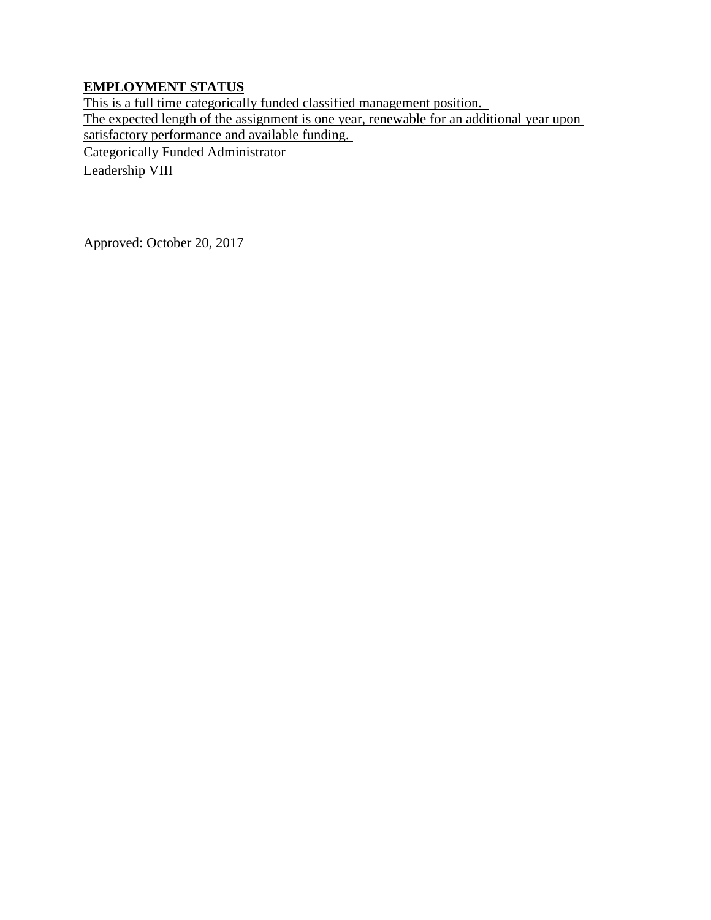**EMPLOYMENT STATUS**

This is a full time categorically funded classified management position.
The expected length of the assignment is one year, renewable for an additional year upon satisfactory performance and available funding.
Categorically Funded Administrator
Leadership VIII

Approved: October 20, 2017